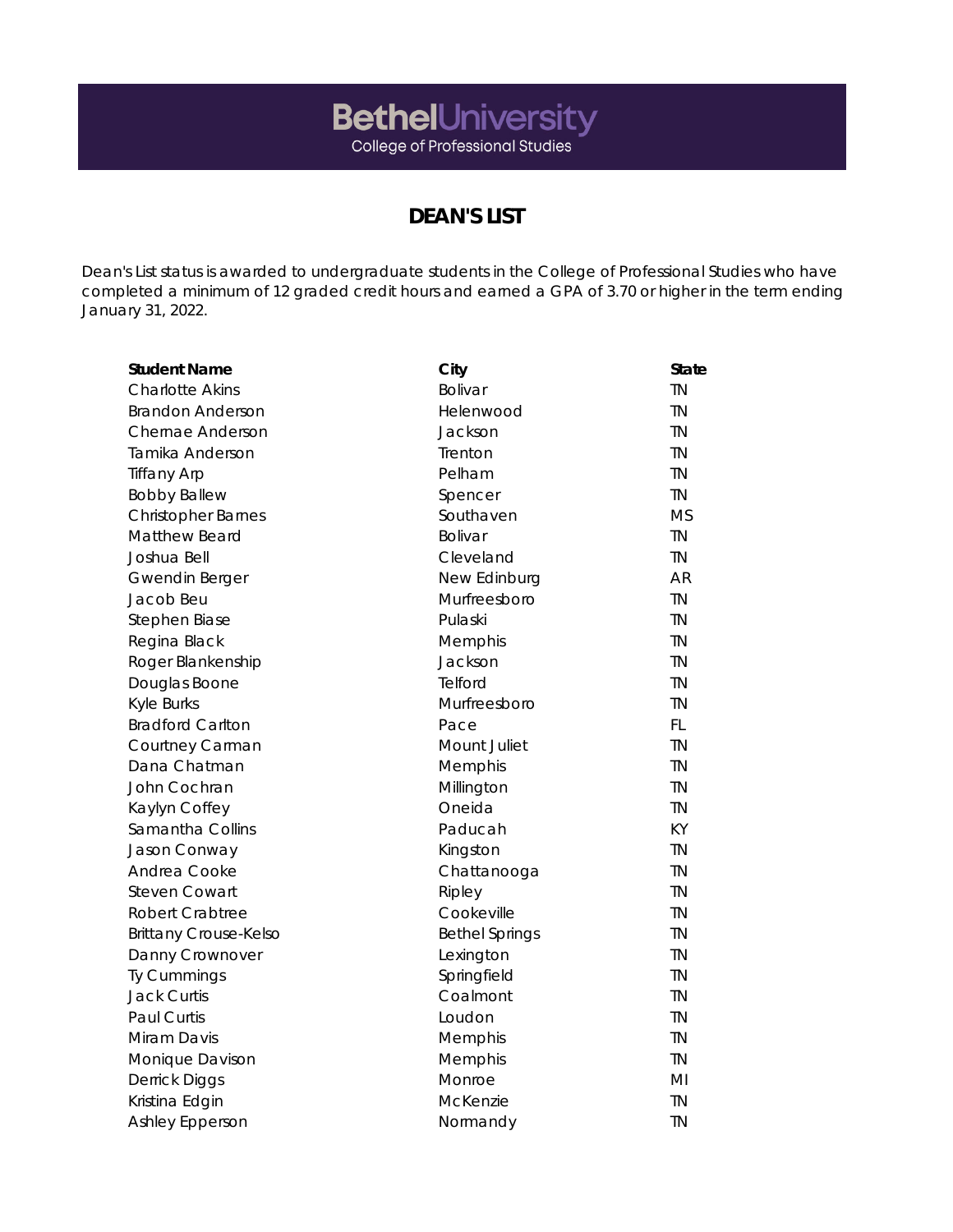**BethelUniversity**
College of Professional Studies

# DEAN'S LIST

Dean's List status is awarded to undergraduate students in the College of Professional Studies who have completed a minimum of 12 graded credit hours and earned a GPA of 3.70 or higher in the term ending January 31, 2022.

| Student Name | City | State |
|---|---|---|
| Charlotte Akins | Bolivar | TN |
| Brandon Anderson | Helenwood | TN |
| Chernae Anderson | Jackson | TN |
| Tamika Anderson | Trenton | TN |
| Tiffany Arp | Pelham | TN |
| Bobby Ballew | Spencer | TN |
| Christopher Barnes | Southaven | MS |
| Matthew Beard | Bolivar | TN |
| Joshua Bell | Cleveland | TN |
| Gwendin Berger | New Edinburg | AR |
| Jacob Beu | Murfreesboro | TN |
| Stephen Biase | Pulaski | TN |
| Regina Black | Memphis | TN |
| Roger Blankenship | Jackson | TN |
| Douglas Boone | Telford | TN |
| Kyle Burks | Murfreesboro | TN |
| Bradford Carlton | Pace | FL |
| Courtney Carman | Mount Juliet | TN |
| Dana Chatman | Memphis | TN |
| John Cochran | Millington | TN |
| Kaylyn Coffey | Oneida | TN |
| Samantha Collins | Paducah | KY |
| Jason Conway | Kingston | TN |
| Andrea Cooke | Chattanooga | TN |
| Steven Cowart | Ripley | TN |
| Robert Crabtree | Cookeville | TN |
| Brittany Crouse-Kelso | Bethel Springs | TN |
| Danny Crownover | Lexington | TN |
| Ty Cummings | Springfield | TN |
| Jack Curtis | Coalmont | TN |
| Paul Curtis | Loudon | TN |
| Miram Davis | Memphis | TN |
| Monique Davison | Memphis | TN |
| Derrick Diggs | Monroe | MI |
| Kristina Edgin | McKenzie | TN |
| Ashley Epperson | Normandy | TN |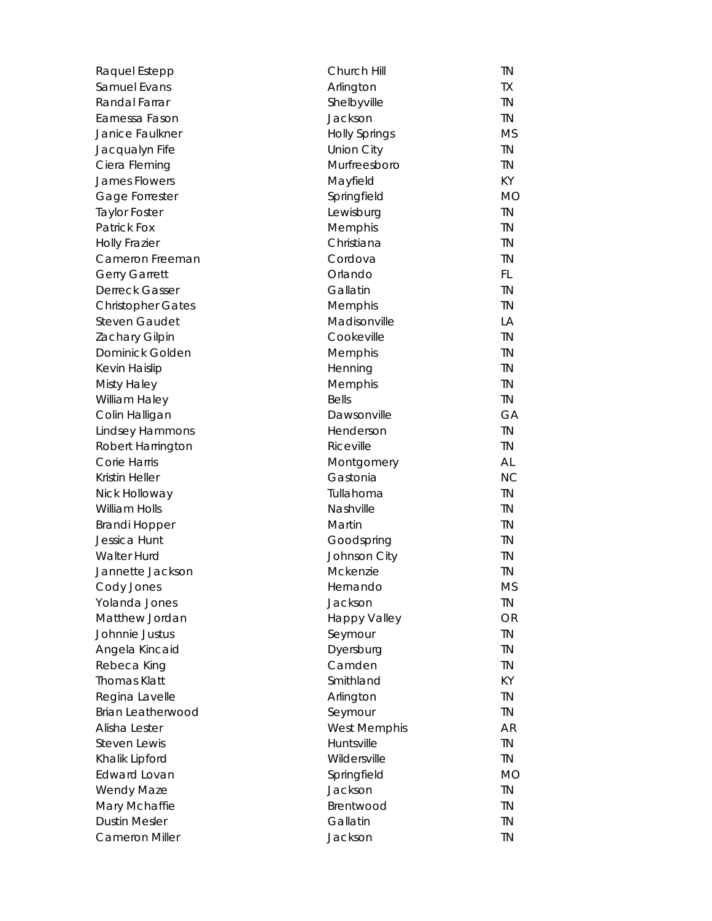| | | |
|---|---|---|
| Raquel Estepp | Church Hill | TN |
| Samuel Evans | Arlington | TX |
| Randal Farrar | Shelbyville | TN |
| Earnessa Fason | Jackson | TN |
| Janice Faulkner | Holly Springs | MS |
| Jacqualyn Fife | Union City | TN |
| Ciera Fleming | Murfreesboro | TN |
| James Flowers | Mayfield | KY |
| Gage Forrester | Springfield | MO |
| Taylor Foster | Lewisburg | TN |
| Patrick Fox | Memphis | TN |
| Holly Frazier | Christiana | TN |
| Cameron Freeman | Cordova | TN |
| Gerry Garrett | Orlando | FL |
| Derreck Gasser | Gallatin | TN |
| Christopher Gates | Memphis | TN |
| Steven Gaudet | Madisonville | LA |
| Zachary Gilpin | Cookeville | TN |
| Dominick Golden | Memphis | TN |
| Kevin Haislip | Henning | TN |
| Misty Haley | Memphis | TN |
| William Haley | Bells | TN |
| Colin Halligan | Dawsonville | GA |
| Lindsey Hammons | Henderson | TN |
| Robert Harrington | Riceville | TN |
| Corie Harris | Montgomery | AL |
| Kristin Heller | Gastonia | NC |
| Nick Holloway | Tullahoma | TN |
| William Holls | Nashville | TN |
| Brandi Hopper | Martin | TN |
| Jessica Hunt | Goodspring | TN |
| Walter Hurd | Johnson City | TN |
| Jannette Jackson | Mckenzie | TN |
| Cody Jones | Hernando | MS |
| Yolanda Jones | Jackson | TN |
| Matthew Jordan | Happy Valley | OR |
| Johnnie Justus | Seymour | TN |
| Angela Kincaid | Dyersburg | TN |
| Rebeca King | Camden | TN |
| Thomas Klatt | Smithland | KY |
| Regina Lavelle | Arlington | TN |
| Brian Leatherwood | Seymour | TN |
| Alisha Lester | West Memphis | AR |
| Steven Lewis | Huntsville | TN |
| Khalik Lipford | Wildersville | TN |
| Edward Lovan | Springfield | MO |
| Wendy Maze | Jackson | TN |
| Mary Mchaffie | Brentwood | TN |
| Dustin Mesler | Gallatin | TN |
| Cameron Miller | Jackson | TN |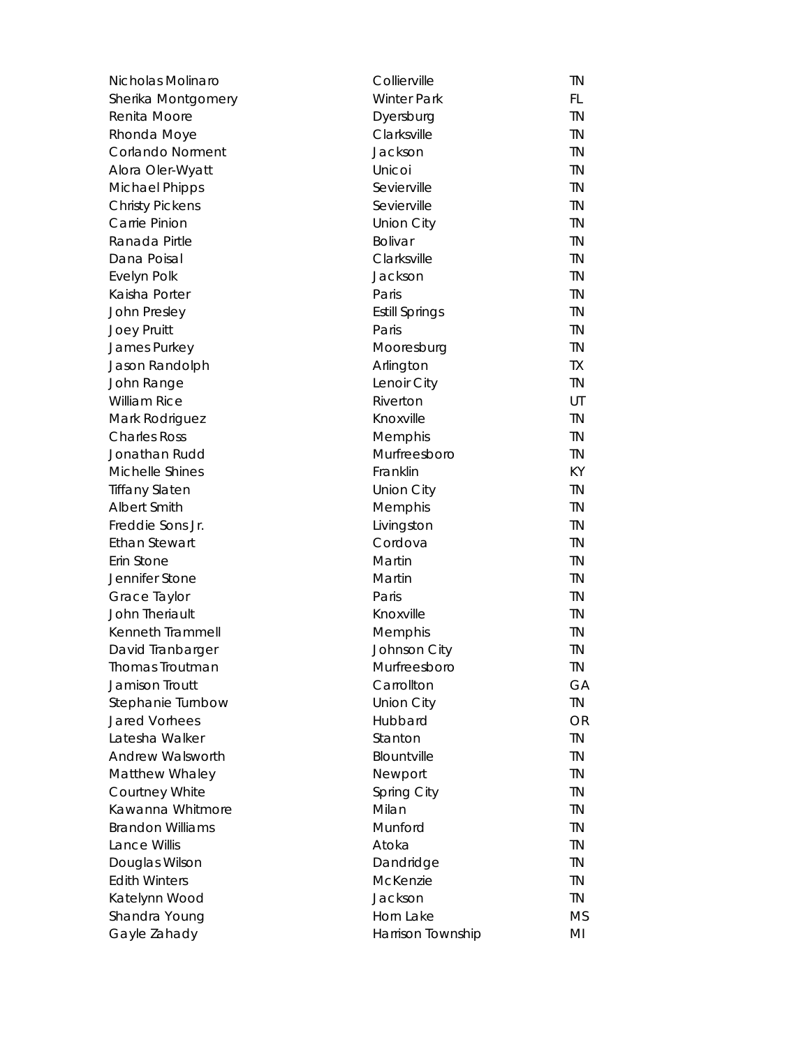| | | |
|---|---|---|
| Nicholas Molinaro | Collierville | TN |
| Sherika Montgomery | Winter Park | FL |
| Renita Moore | Dyersburg | TN |
| Rhonda Moye | Clarksville | TN |
| Corlando Norment | Jackson | TN |
| Alora Oler-Wyatt | Unicoi | TN |
| Michael Phipps | Sevierville | TN |
| Christy Pickens | Sevierville | TN |
| Carrie Pinion | Union City | TN |
| Ranada Pirtle | Bolivar | TN |
| Dana Poisal | Clarksville | TN |
| Evelyn Polk | Jackson | TN |
| Kaisha Porter | Paris | TN |
| John Presley | Estill Springs | TN |
| Joey Pruitt | Paris | TN |
| James Purkey | Mooresburg | TN |
| Jason Randolph | Arlington | TX |
| John Range | Lenoir City | TN |
| William Rice | Riverton | UT |
| Mark Rodriguez | Knoxville | TN |
| Charles Ross | Memphis | TN |
| Jonathan Rudd | Murfreesboro | TN |
| Michelle Shines | Franklin | KY |
| Tiffany Slaten | Union City | TN |
| Albert Smith | Memphis | TN |
| Freddie Sons Jr. | Livingston | TN |
| Ethan Stewart | Cordova | TN |
| Erin Stone | Martin | TN |
| Jennifer Stone | Martin | TN |
| Grace Taylor | Paris | TN |
| John Theriault | Knoxville | TN |
| Kenneth Trammell | Memphis | TN |
| David Tranbarger | Johnson City | TN |
| Thomas Troutman | Murfreesboro | TN |
| Jamison Troutt | Carrollton | GA |
| Stephanie Turnbow | Union City | TN |
| Jared Vorhees | Hubbard | OR |
| Latesha Walker | Stanton | TN |
| Andrew Walsworth | Blountville | TN |
| Matthew Whaley | Newport | TN |
| Courtney White | Spring City | TN |
| Kawanna Whitmore | Milan | TN |
| Brandon Williams | Munford | TN |
| Lance Willis | Atoka | TN |
| Douglas Wilson | Dandridge | TN |
| Edith Winters | McKenzie | TN |
| Katelynn Wood | Jackson | TN |
| Shandra Young | Horn Lake | MS |
| Gayle Zahady | Harrison Township | MI |